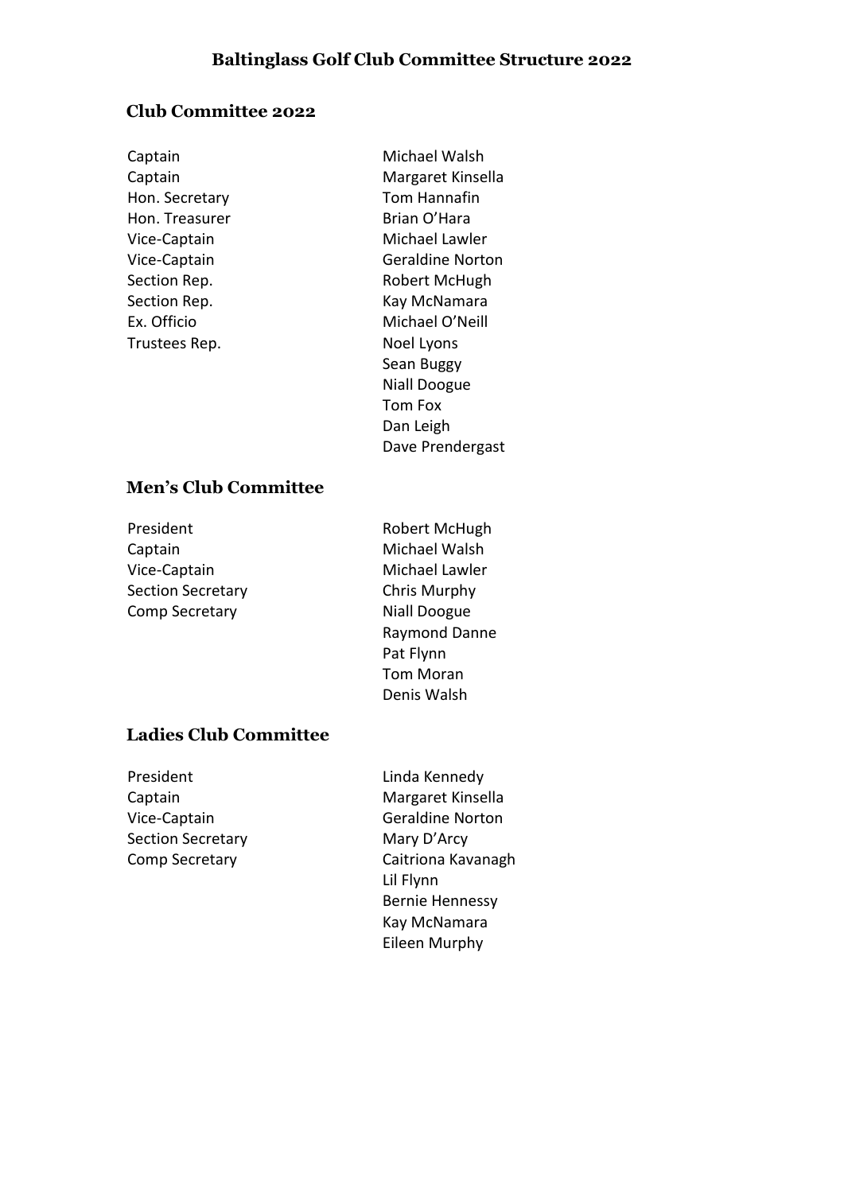# Baltinglass Golf Club Committee Structure 2022

## Club Committee 2022

| | |
|---|---|
| Captain | Michael Walsh |
| Captain | Margaret Kinsella |
| Hon. Secretary | Tom Hannafin |
| Hon. Treasurer | Brian O'Hara |
| Vice-Captain | Michael Lawler |
| Vice-Captain | Geraldine Norton |
| Section Rep. | Robert McHugh |
| Section Rep. | Kay McNamara |
| Ex. Officio | Michael O'Neill |
| Trustees Rep. | Noel Lyons |
| | Sean Buggy |
| | Niall Doogue |
| | Tom Fox |
| | Dan Leigh |
| | Dave Prendergast |

## Men's Club Committee

| | |
|---|---|
| President | Robert McHugh |
| Captain | Michael Walsh |
| Vice-Captain | Michael Lawler |
| Section Secretary | Chris Murphy |
| Comp Secretary | Niall Doogue |
| | Raymond Danne |
| | Pat Flynn |
| | Tom Moran |
| | Denis Walsh |

## Ladies Club Committee

| | |
|---|---|
| President | Linda Kennedy |
| Captain | Margaret Kinsella |
| Vice-Captain | Geraldine Norton |
| Section Secretary | Mary D'Arcy |
| Comp Secretary | Caitriona Kavanagh |
| | Lil Flynn |
| | Bernie Hennessy |
| | Kay McNamara |
| | Eileen Murphy |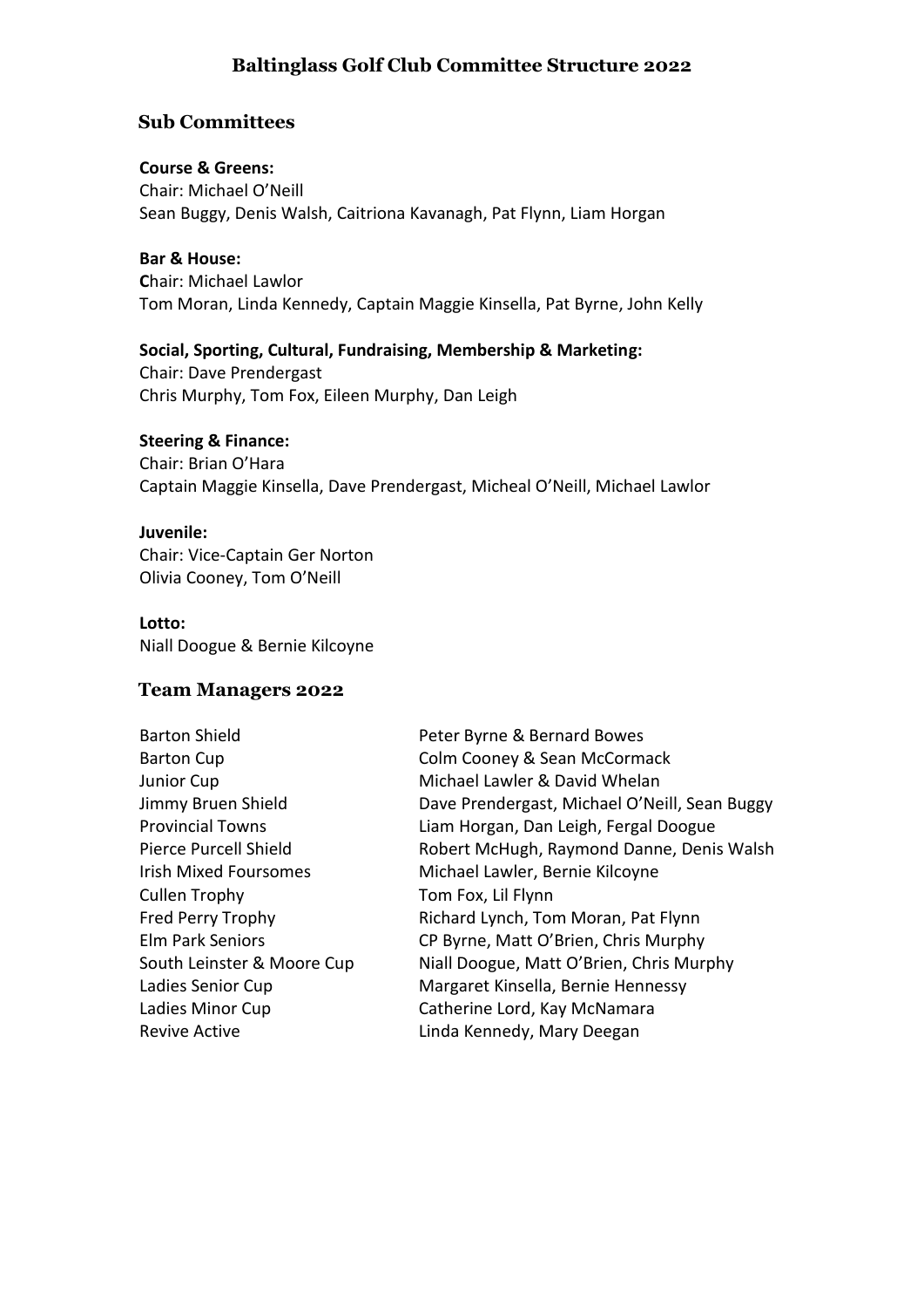# Baltinglass Golf Club Committee Structure 2022

## Sub Committees

**Course & Greens:**
Chair: Michael O'Neill
Sean Buggy, Denis Walsh, Caitriona Kavanagh, Pat Flynn, Liam Horgan

**Bar & House:**
**C**hair: Michael Lawlor
Tom Moran, Linda Kennedy, Captain Maggie Kinsella, Pat Byrne, John Kelly

**Social, Sporting, Cultural, Fundraising, Membership & Marketing:**
Chair: Dave Prendergast
Chris Murphy, Tom Fox, Eileen Murphy, Dan Leigh

**Steering & Finance:**
Chair: Brian O'Hara
Captain Maggie Kinsella, Dave Prendergast, Micheal O'Neill, Michael Lawlor

**Juvenile:**
Chair: Vice-Captain Ger Norton
Olivia Cooney, Tom O'Neill

**Lotto:**
Niall Doogue & Bernie Kilcoyne

## Team Managers 2022

| | |
|---|---|
| Barton Shield | Peter Byrne & Bernard Bowes |
| Barton Cup | Colm Cooney & Sean McCormack |
| Junior Cup | Michael Lawler & David Whelan |
| Jimmy Bruen Shield | Dave Prendergast, Michael O'Neill, Sean Buggy |
| Provincial Towns | Liam Horgan, Dan Leigh, Fergal Doogue |
| Pierce Purcell Shield | Robert McHugh, Raymond Danne, Denis Walsh |
| Irish Mixed Foursomes | Michael Lawler, Bernie Kilcoyne |
| Cullen Trophy | Tom Fox, Lil Flynn |
| Fred Perry Trophy | Richard Lynch, Tom Moran, Pat Flynn |
| Elm Park Seniors | CP Byrne, Matt O'Brien, Chris Murphy |
| South Leinster & Moore Cup | Niall Doogue, Matt O'Brien, Chris Murphy |
| Ladies Senior Cup | Margaret Kinsella, Bernie Hennessy |
| Ladies Minor Cup | Catherine Lord, Kay McNamara |
| Revive Active | Linda Kennedy, Mary Deegan |